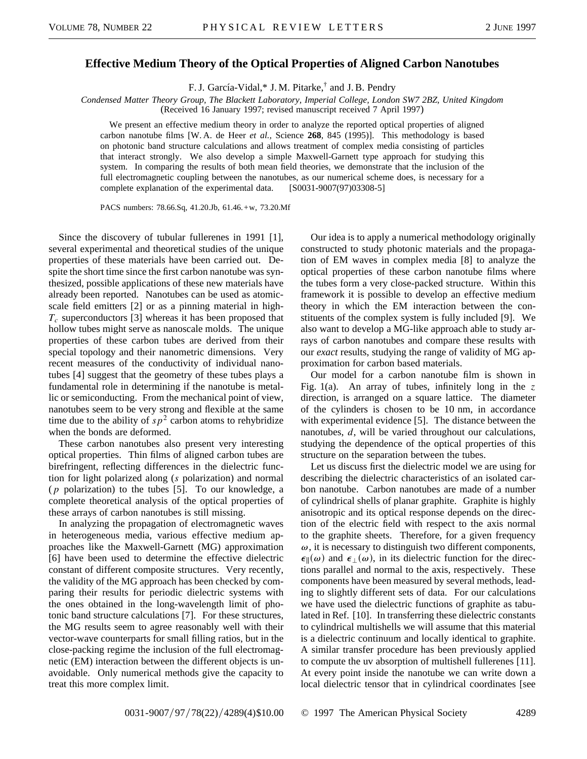# Effective Medium Theory of the Optical Properties of Aligned Carbon Nanotubes

F. J. García-Vidal,* J. M. Pitarke,† and J. B. Pendry

*Condensed Matter Theory Group, The Blackett Laboratory, Imperial College, London SW7 2BZ, United Kingdom*
(Received 16 January 1997; revised manuscript received 7 April 1997)

We present an effective medium theory in order to analyze the reported optical properties of aligned carbon nanotube films [W. A. de Heer *et al.,* Science **268**, 845 (1995)]. This methodology is based on photonic band structure calculations and allows treatment of complex media consisting of particles that interact strongly. We also develop a simple Maxwell-Garnett type approach for studying this system. In comparing the results of both mean field theories, we demonstrate that the inclusion of the full electromagnetic coupling between the nanotubes, as our numerical scheme does, is necessary for a complete explanation of the experimental data. [S0031-9007(97)03308-5]

PACS numbers: 78.66.Sq, 41.20.Jb, 61.46.+w, 73.20.Mf

Since the discovery of tubular fullerenes in 1991 [1], several experimental and theoretical studies of the unique properties of these materials have been carried out. Despite the short time since the first carbon nanotube was synthesized, possible applications of these new materials have already been reported. Nanotubes can be used as atomic-scale field emitters [2] or as a pinning material in high-$T_c$ superconductors [3] whereas it has been proposed that hollow tubes might serve as nanoscale molds. The unique properties of these carbon tubes are derived from their special topology and their nanometric dimensions. Very recent measures of the conductivity of individual nanotubes [4] suggest that the geometry of these tubes plays a fundamental role in determining if the nanotube is metallic or semiconducting. From the mechanical point of view, nanotubes seem to be very strong and flexible at the same time due to the ability of $sp^2$ carbon atoms to rehybridize when the bonds are deformed.

These carbon nanotubes also present very interesting optical properties. Thin films of aligned carbon tubes are birefringent, reflecting differences in the dielectric function for light polarized along ($s$ polarization) and normal ($p$ polarization) to the tubes [5]. To our knowledge, a complete theoretical analysis of the optical properties of these arrays of carbon nanotubes is still missing.

In analyzing the propagation of electromagnetic waves in heterogeneous media, various effective medium approaches like the Maxwell-Garnett (MG) approximation [6] have been used to determine the effective dielectric constant of different composite structures. Very recently, the validity of the MG approach has been checked by comparing their results for periodic dielectric systems with the ones obtained in the long-wavelength limit of photonic band structure calculations [7]. For these structures, the MG results seem to agree reasonably well with their vector-wave counterparts for small filling ratios, but in the close-packing regime the inclusion of the full electromagnetic (EM) interaction between the different objects is unavoidable. Only numerical methods give the capacity to treat this more complex limit.

Our idea is to apply a numerical methodology originally constructed to study photonic materials and the propagation of EM waves in complex media [8] to analyze the optical properties of these carbon nanotube films where the tubes form a very close-packed structure. Within this framework it is possible to develop an effective medium theory in which the EM interaction between the constituents of the complex system is fully included [9]. We also want to develop a MG-like approach able to study arrays of carbon nanotubes and compare these results with our *exact* results, studying the range of validity of MG approximation for carbon based materials.

Our model for a carbon nanotube film is shown in Fig. 1(a). An array of tubes, infinitely long in the $z$ direction, is arranged on a square lattice. The diameter of the cylinders is chosen to be 10 nm, in accordance with experimental evidence [5]. The distance between the nanotubes, $d$, will be varied throughout our calculations, studying the dependence of the optical properties of this structure on the separation between the tubes.

Let us discuss first the dielectric model we are using for describing the dielectric characteristics of an isolated carbon nanotube. Carbon nanotubes are made of a number of cylindrical shells of planar graphite. Graphite is highly anisotropic and its optical response depends on the direction of the electric field with respect to the axis normal to the graphite sheets. Therefore, for a given frequency $\omega$, it is necessary to distinguish two different components, $\epsilon_{\parallel}(\omega)$ and $\epsilon_{\perp}(\omega)$, in its dielectric function for the directions parallel and normal to the axis, respectively. These components have been measured by several methods, leading to slightly different sets of data. For our calculations we have used the dielectric functions of graphite as tabulated in Ref. [10]. In transferring these dielectric constants to cylindrical multishells we will assume that this material is a dielectric continuum and locally identical to graphite. A similar transfer procedure has been previously applied to compute the uv absorption of multishell fullerenes [11]. At every point inside the nanotube we can write down a local dielectric tensor that in cylindrical coordinates [see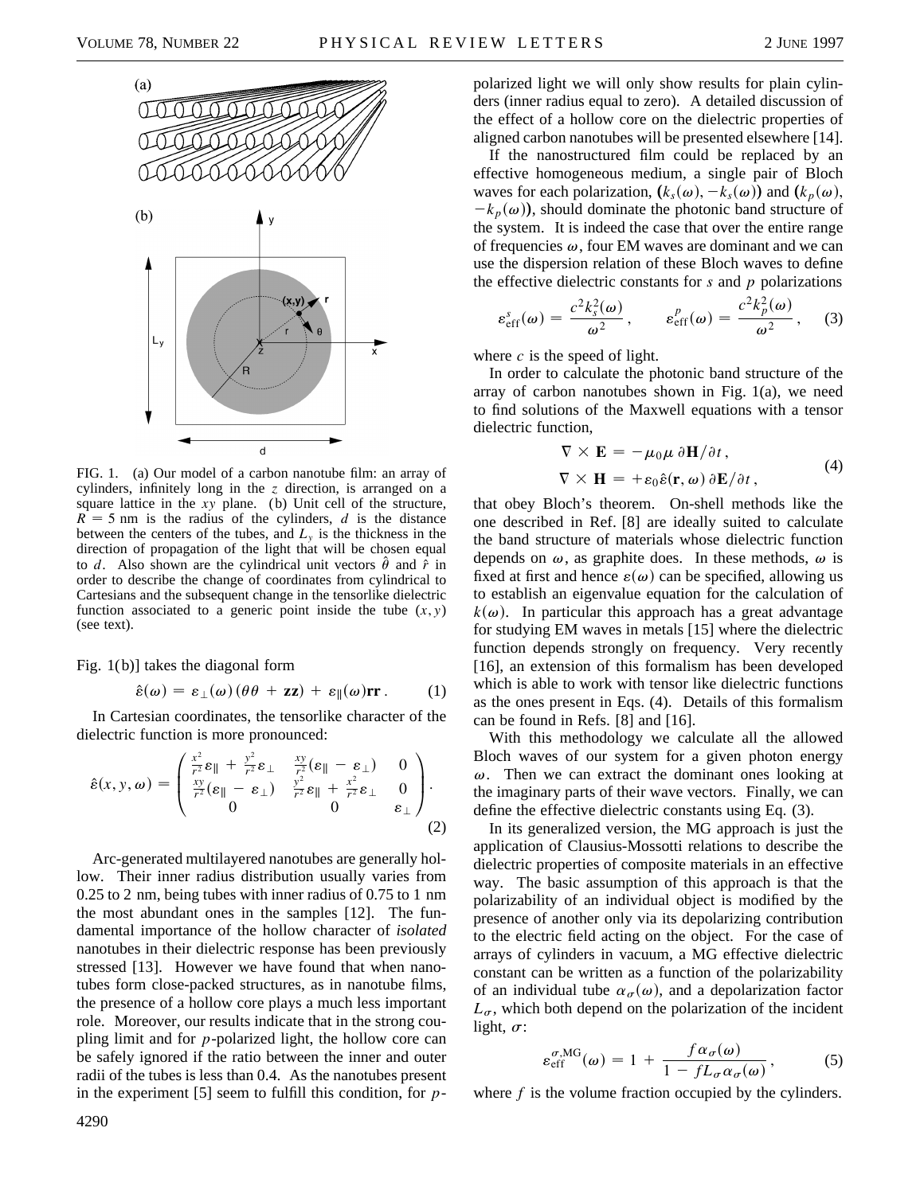FIG. 1. (a) Our model of a carbon nanotube film: an array of cylinders, infinitely long in the $z$ direction, is arranged on a square lattice in the $xy$ plane. (b) Unit cell of the structure, $R = 5$ nm is the radius of the cylinders, $d$ is the distance between the centers of the tubes, and $L_y$ is the thickness in the direction of propagation of the light that will be chosen equal to $d$. Also shown are the cylindrical unit vectors $\hat{\theta}$ and $\hat{r}$ in order to describe the change of coordinates from cylindrical to Cartesians and the subsequent change in the tensorlike dielectric function associated to a generic point inside the tube $(x, y)$ (see text).

Fig. 1(b)] takes the diagonal form

$$\hat{\varepsilon}(\omega) = \varepsilon_{\perp}(\omega)(\theta\theta + \mathbf{zz}) + \varepsilon_{\parallel}(\omega)\mathbf{rr}\,. \tag{1}$$

In Cartesian coordinates, the tensorlike character of the dielectric function is more pronounced:

$$\hat{\varepsilon}(x, y, \omega) = \begin{pmatrix} \frac{x^2}{r^2}\varepsilon_{\parallel} + \frac{y^2}{r^2}\varepsilon_{\perp} & \frac{xy}{r^2}(\varepsilon_{\parallel} - \varepsilon_{\perp}) & 0 \\ \frac{xy}{r^2}(\varepsilon_{\parallel} - \varepsilon_{\perp}) & \frac{y^2}{r^2}\varepsilon_{\parallel} + \frac{x^2}{r^2}\varepsilon_{\perp} & 0 \\ 0 & 0 & \varepsilon_{\perp} \end{pmatrix}. \tag{2}$$

Arc-generated multilayered nanotubes are generally hollow. Their inner radius distribution usually varies from 0.25 to 2 nm, being tubes with inner radius of 0.75 to 1 nm the most abundant ones in the samples [12]. The fundamental importance of the hollow character of *isolated* nanotubes in their dielectric response has been previously stressed [13]. However we have found that when nanotubes form close-packed structures, as in nanotube films, the presence of a hollow core plays a much less important role. Moreover, our results indicate that in the strong coupling limit and for $p$-polarized light, the hollow core can be safely ignored if the ratio between the inner and outer radii of the tubes is less than 0.4. As the nanotubes present in the experiment [5] seem to fulfill this condition, for $p$-polarized light we will only show results for plain cylinders (inner radius equal to zero). A detailed discussion of the effect of a hollow core on the dielectric properties of aligned carbon nanotubes will be presented elsewhere [14].

If the nanostructured film could be replaced by an effective homogeneous medium, a single pair of Bloch waves for each polarization, $(k_s(\omega), -k_s(\omega))$ and $(k_p(\omega), -k_p(\omega))$, should dominate the photonic band structure of the system. It is indeed the case that over the entire range of frequencies $\omega$, four EM waves are dominant and we can use the dispersion relation of these Bloch waves to define the effective dielectric constants for $s$ and $p$ polarizations

$$\varepsilon_{\rm eff}^{s}(\omega) = \frac{c^2 k_s^2(\omega)}{\omega^2}\,, \qquad \varepsilon_{\rm eff}^{p}(\omega) = \frac{c^2 k_p^2(\omega)}{\omega^2}\,, \tag{3}$$

where $c$ is the speed of light.

In order to calculate the photonic band structure of the array of carbon nanotubes shown in Fig. 1(a), we need to find solutions of the Maxwell equations with a tensor dielectric function,

$$\begin{aligned} \nabla \times \mathbf{E} &= -\mu_0\mu\,\partial\mathbf{H}/\partial t\,, \\ \nabla \times \mathbf{H} &= +\varepsilon_0\hat{\varepsilon}(\mathbf{r},\omega)\,\partial\mathbf{E}/\partial t\,, \end{aligned} \tag{4}$$

that obey Bloch's theorem. On-shell methods like the one described in Ref. [8] are ideally suited to calculate the band structure of materials whose dielectric function depends on $\omega$, as graphite does. In these methods, $\omega$ is fixed at first and hence $\varepsilon(\omega)$ can be specified, allowing us to establish an eigenvalue equation for the calculation of $k(\omega)$. In particular this approach has a great advantage for studying EM waves in metals [15] where the dielectric function depends strongly on frequency. Very recently [16], an extension of this formalism has been developed which is able to work with tensor like dielectric functions as the ones present in Eqs. (4). Details of this formalism can be found in Refs. [8] and [16].

With this methodology we calculate all the allowed Bloch waves of our system for a given photon energy $\omega$. Then we can extract the dominant ones looking at the imaginary parts of their wave vectors. Finally, we can define the effective dielectric constants using Eq. (3).

In its generalized version, the MG approach is just the application of Clausius-Mossotti relations to describe the dielectric properties of composite materials in an effective way. The basic assumption of this approach is that the polarizability of an individual object is modified by the presence of another only via its depolarizing contribution to the electric field acting on the object. For the case of arrays of cylinders in vacuum, a MG effective dielectric constant can be written as a function of the polarizability of an individual tube $\alpha_\sigma(\omega)$, and a depolarization factor $L_\sigma$, which both depend on the polarization of the incident light, $\sigma$:

$$\varepsilon_{\rm eff}^{\sigma,{\rm MG}}(\omega) = 1 + \frac{f\alpha_\sigma(\omega)}{1 - fL_\sigma\alpha_\sigma(\omega)}\,, \tag{5}$$

where $f$ is the volume fraction occupied by the cylinders.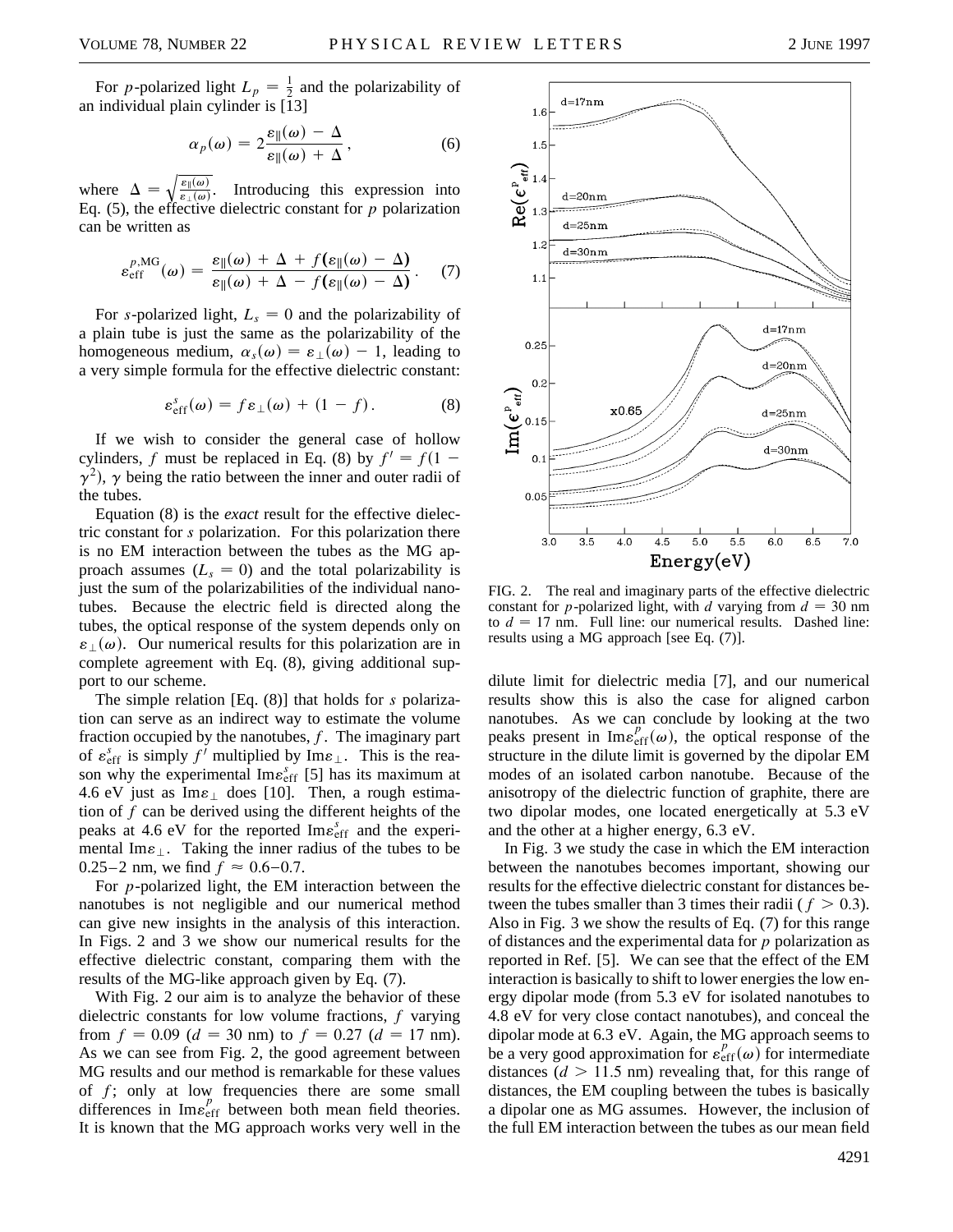For $p$-polarized light $L_p = \frac{1}{2}$ and the polarizability of an individual plain cylinder is [13]

$$\alpha_p(\omega) = 2\frac{\varepsilon_\parallel(\omega) - \Delta}{\varepsilon_\parallel(\omega) + \Delta}, \tag{6}$$

where $\Delta = \sqrt{\frac{\varepsilon_\parallel(\omega)}{\varepsilon_\perp(\omega)}}$. Introducing this expression into Eq. (5), the effective dielectric constant for $p$ polarization can be written as

$$\varepsilon_{\mathrm{eff}}^{p,\mathrm{MG}}(\omega) = \frac{\varepsilon_\parallel(\omega) + \Delta + f(\varepsilon_\parallel(\omega) - \Delta)}{\varepsilon_\parallel(\omega) + \Delta - f(\varepsilon_\parallel(\omega) - \Delta)}. \tag{7}$$

For $s$-polarized light, $L_s = 0$ and the polarizability of a plain tube is just the same as the polarizability of the homogeneous medium, $\alpha_s(\omega) = \varepsilon_\perp(\omega) - 1$, leading to a very simple formula for the effective dielectric constant:

$$\varepsilon_{\mathrm{eff}}^{s}(\omega) = f\varepsilon_\perp(\omega) + (1 - f). \tag{8}$$

If we wish to consider the general case of hollow cylinders, $f$ must be replaced in Eq. (8) by $f' = f(1 - \gamma^2)$, $\gamma$ being the ratio between the inner and outer radii of the tubes.

Equation (8) is the *exact* result for the effective dielectric constant for $s$ polarization. For this polarization there is no EM interaction between the tubes as the MG approach assumes ($L_s = 0$) and the total polarizability is just the sum of the polarizabilities of the individual nanotubes. Because the electric field is directed along the tubes, the optical response of the system depends only on $\varepsilon_\perp(\omega)$. Our numerical results for this polarization are in complete agreement with Eq. (8), giving additional support to our scheme.

The simple relation [Eq. (8)] that holds for $s$ polarization can serve as an indirect way to estimate the volume fraction occupied by the nanotubes, $f$. The imaginary part of $\varepsilon_{\mathrm{eff}}^{s}$ is simply $f'$ multiplied by $\mathrm{Im}\varepsilon_\perp$. This is the reason why the experimental $\mathrm{Im}\varepsilon_{\mathrm{eff}}^{s}$ [5] has its maximum at 4.6 eV just as $\mathrm{Im}\varepsilon_\perp$ does [10]. Then, a rough estimation of $f$ can be derived using the different heights of the peaks at 4.6 eV for the reported $\mathrm{Im}\varepsilon_{\mathrm{eff}}^{s}$ and the experimental $\mathrm{Im}\varepsilon_\perp$. Taking the inner radius of the tubes to be 0.25–2 nm, we find $f \approx 0.6$–$0.7$.

For $p$-polarized light, the EM interaction between the nanotubes is not negligible and our numerical method can give new insights in the analysis of this interaction. In Figs. 2 and 3 we show our numerical results for the effective dielectric constant, comparing them with the results of the MG-like approach given by Eq. (7).

With Fig. 2 our aim is to analyze the behavior of these dielectric constants for low volume fractions, $f$ varying from $f = 0.09$ ($d = 30$ nm) to $f = 0.27$ ($d = 17$ nm). As we can see from Fig. 2, the good agreement between MG results and our method is remarkable for these values of $f$; only at low frequencies there are some small differences in $\mathrm{Im}\varepsilon_{\mathrm{eff}}^{p}$ between both mean field theories. It is known that the MG approach works very well in the dilute limit for dielectric media [7], and our numerical results show this is also the case for aligned carbon nanotubes. As we can conclude by looking at the two peaks present in $\mathrm{Im}\varepsilon_{\mathrm{eff}}^{p}(\omega)$, the optical response of the structure in the dilute limit is governed by the dipolar EM modes of an isolated carbon nanotube. Because of the anisotropy of the dielectric function of graphite, there are two dipolar modes, one located energetically at 5.3 eV and the other at a higher energy, 6.3 eV.

FIG. 2. The real and imaginary parts of the effective dielectric constant for $p$-polarized light, with $d$ varying from $d = 30$ nm to $d = 17$ nm. Full line: our numerical results. Dashed line: results using a MG approach [see Eq. (7)].

In Fig. 3 we study the case in which the EM interaction between the nanotubes becomes important, showing our results for the effective dielectric constant for distances between the tubes smaller than 3 times their radii ($f > 0.3$). Also in Fig. 3 we show the results of Eq. (7) for this range of distances and the experimental data for $p$ polarization as reported in Ref. [5]. We can see that the effect of the EM interaction is basically to shift to lower energies the low energy dipolar mode (from 5.3 eV for isolated nanotubes to 4.8 eV for very close contact nanotubes), and conceal the dipolar mode at 6.3 eV. Again, the MG approach seems to be a very good approximation for $\varepsilon_{\mathrm{eff}}^{p}(\omega)$ for intermediate distances ($d > 11.5$ nm) revealing that, for this range of distances, the EM coupling between the tubes is basically a dipolar one as MG assumes. However, the inclusion of the full EM interaction between the tubes as our mean field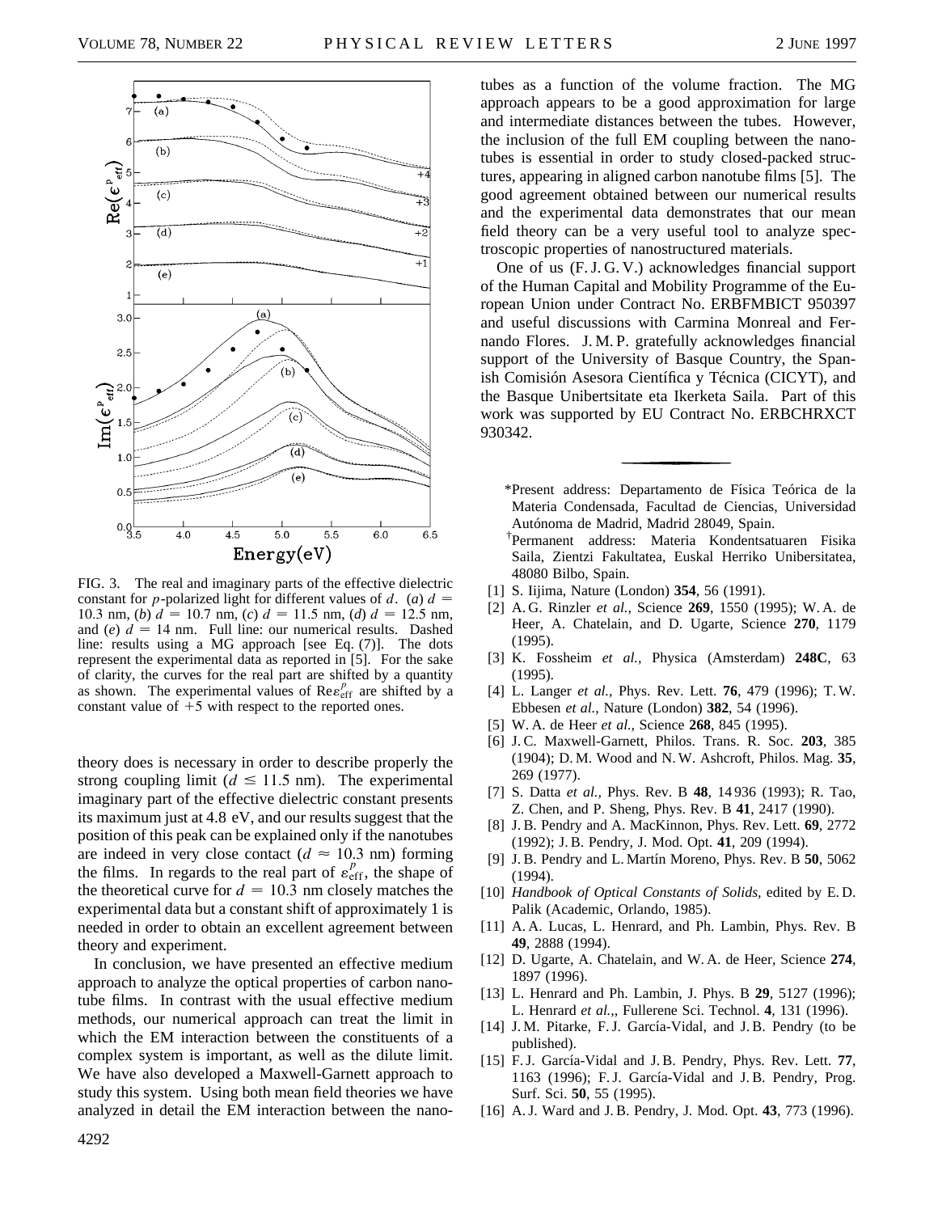Re($\epsilon^p_{\rm eff}$)

7
6
5
4
3
2
1

(a)
(b)
(c)
(d)
(e)

+4
+3
+2
+1

Im($\epsilon^p_{\rm eff}$)

3.0
2.5
2.0
1.5
1.0
0.5
0.0

(a)
(b)
(c)
(d)
(e)

3.5 4.0 4.5 5.0 5.5 6.0 6.5

Energy(eV)

FIG. 3. The real and imaginary parts of the effective dielectric constant for $p$-polarized light for different values of $d$. ($a$) $d = 10.3$ nm, ($b$) $d = 10.7$ nm, ($c$) $d = 11.5$ nm, ($d$) $d = 12.5$ nm, and ($e$) $d = 14$ nm. Full line: our numerical results. Dashed line: results using a MG approach [see Eq. (7)]. The dots represent the experimental data as reported in [5]. For the sake of clarity, the curves for the real part are shifted by a quantity as shown. The experimental values of $\mathrm{Re}\,\varepsilon^p_{\rm eff}$ are shifted by a constant value of $+5$ with respect to the reported ones.

theory does is necessary in order to describe properly the strong coupling limit ($d \leq 11.5$ nm). The experimental imaginary part of the effective dielectric constant presents its maximum just at 4.8 eV, and our results suggest that the position of this peak can be explained only if the nanotubes are indeed in very close contact ($d \approx 10.3$ nm) forming the films. In regards to the real part of $\varepsilon^p_{\rm eff}$, the shape of the theoretical curve for $d = 10.3$ nm closely matches the experimental data but a constant shift of approximately 1 is needed in order to obtain an excellent agreement between theory and experiment.

In conclusion, we have presented an effective medium approach to analyze the optical properties of carbon nanotube films. In contrast with the usual effective medium methods, our numerical approach can treat the limit in which the EM interaction between the constituents of a complex system is important, as well as the dilute limit. We have also developed a Maxwell-Garnett approach to study this system. Using both mean field theories we have analyzed in detail the EM interaction between the nanotubes as a function of the volume fraction. The MG approach appears to be a good approximation for large and intermediate distances between the tubes. However, the inclusion of the full EM coupling between the nanotubes is essential in order to study closed-packed structures, appearing in aligned carbon nanotube films [5]. The good agreement obtained between our numerical results and the experimental data demonstrates that our mean field theory can be a very useful tool to analyze spectroscopic properties of nanostructured materials.

One of us (F. J. G. V.) acknowledges financial support of the Human Capital and Mobility Programme of the European Union under Contract No. ERBFMBICT 950397 and useful discussions with Carmina Monreal and Fernando Flores. J. M. P. gratefully acknowledges financial support of the University of Basque Country, the Spanish Comisión Asesora Científica y Técnica (CICYT), and the Basque Unibertsitate eta Ikerketa Saila. Part of this work was supported by EU Contract No. ERBCHRXCT 930342.

---

*Present address: Departamento de Física Teórica de la Materia Condensada, Facultad de Ciencias, Universidad Autónoma de Madrid, Madrid 28049, Spain.

†Permanent address: Materia Kondentsatuaren Fisika Saila, Zientzi Fakultatea, Euskal Herriko Unibersitatea, 48080 Bilbo, Spain.

[1] S. Iijima, Nature (London) **354**, 56 (1991).
[2] A. G. Rinzler *et al.,* Science **269**, 1550 (1995); W. A. de Heer, A. Chatelain, and D. Ugarte, Science **270**, 1179 (1995).
[3] K. Fossheim *et al.,* Physica (Amsterdam) **248C**, 63 (1995).
[4] L. Langer *et al.,* Phys. Rev. Lett. **76**, 479 (1996); T. W. Ebbesen *et al.,* Nature (London) **382**, 54 (1996).
[5] W. A. de Heer *et al.,* Science **268**, 845 (1995).
[6] J. C. Maxwell-Garnett, Philos. Trans. R. Soc. **203**, 385 (1904); D. M. Wood and N. W. Ashcroft, Philos. Mag. **35**, 269 (1977).
[7] S. Datta *et al.,* Phys. Rev. B **48**, 14 936 (1993); R. Tao, Z. Chen, and P. Sheng, Phys. Rev. B **41**, 2417 (1990).
[8] J. B. Pendry and A. MacKinnon, Phys. Rev. Lett. **69**, 2772 (1992); J. B. Pendry, J. Mod. Opt. **41**, 209 (1994).
[9] J. B. Pendry and L. Martín Moreno, Phys. Rev. B **50**, 5062 (1994).
[10] *Handbook of Optical Constants of Solids,* edited by E. D. Palik (Academic, Orlando, 1985).
[11] A. A. Lucas, L. Henrard, and Ph. Lambin, Phys. Rev. B **49**, 2888 (1994).
[12] D. Ugarte, A. Chatelain, and W. A. de Heer, Science **274**, 1897 (1996).
[13] L. Henrard and Ph. Lambin, J. Phys. B **29**, 5127 (1996); L. Henrard *et al.,*, Fullerene Sci. Technol. **4**, 131 (1996).
[14] J. M. Pitarke, F. J. García-Vidal, and J. B. Pendry (to be published).
[15] F. J. García-Vidal and J. B. Pendry, Phys. Rev. Lett. **77**, 1163 (1996); F. J. García-Vidal and J. B. Pendry, Prog. Surf. Sci. **50**, 55 (1995).
[16] A. J. Ward and J. B. Pendry, J. Mod. Opt. **43**, 773 (1996).